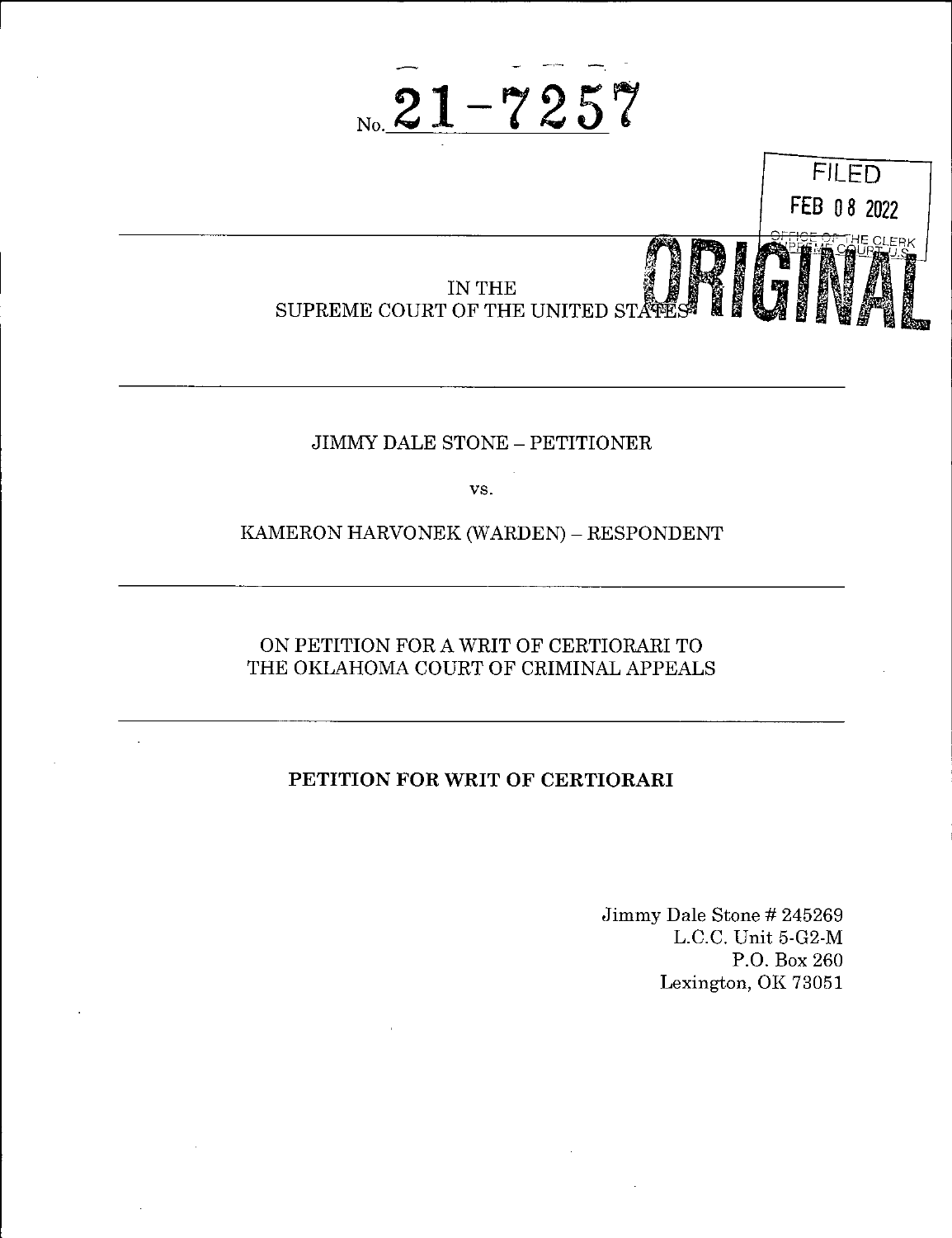No. 21-7257

FILED
FEB 08 2022
OFFICE OF THE CLERK
SUPREME COURT, U.S.

ORIGINAL

IN THE
SUPREME COURT OF THE UNITED STATES

---

JIMMY DALE STONE – PETITIONER

vs.

KAMERON HARVONEK (WARDEN) – RESPONDENT

---

ON PETITION FOR A WRIT OF CERTIORARI TO
THE OKLAHOMA COURT OF CRIMINAL APPEALS

---

**PETITION FOR WRIT OF CERTIORARI**

Jimmy Dale Stone # 245269
L.C.C. Unit 5-G2-M
P.O. Box 260
Lexington, OK 73051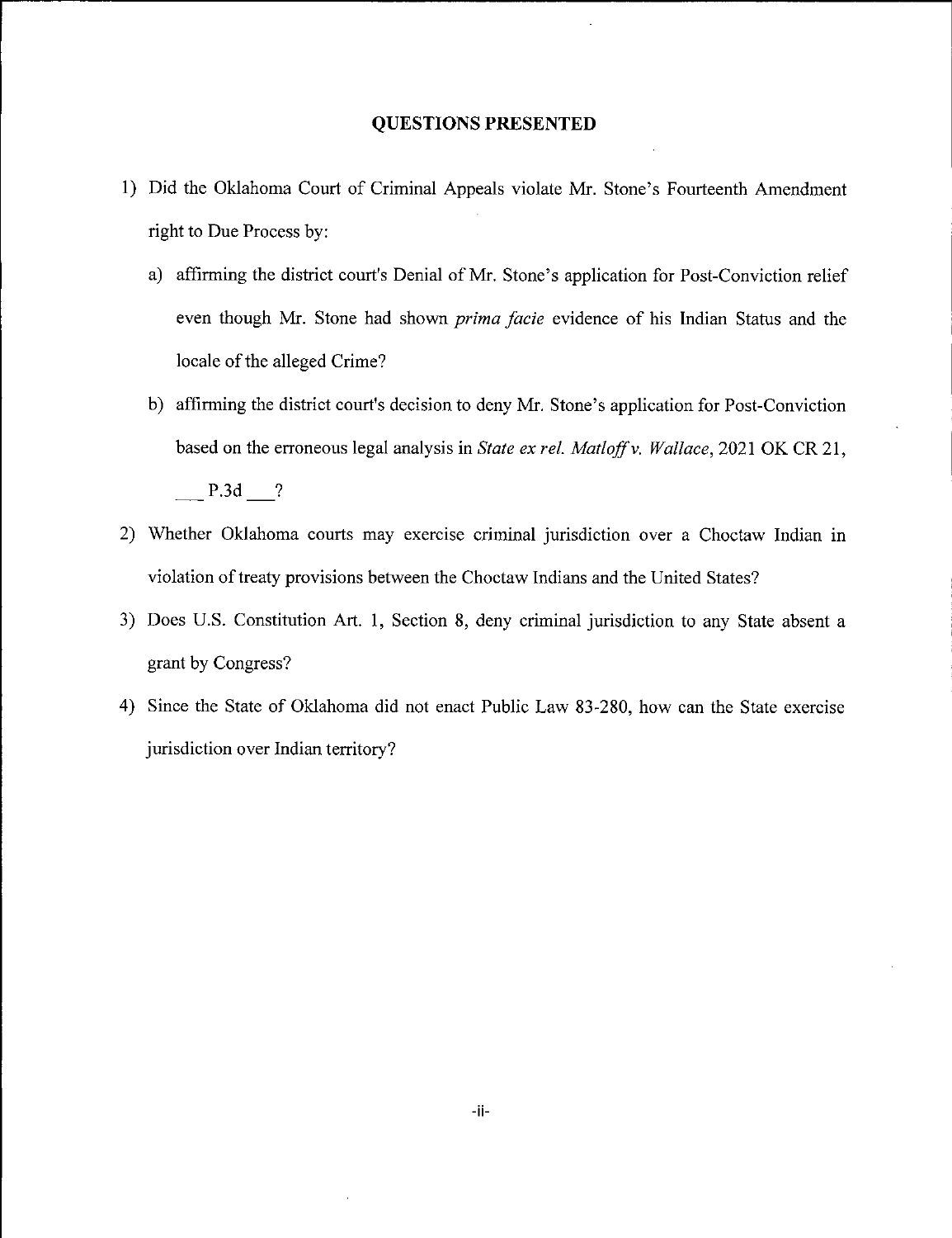## QUESTIONS PRESENTED

1) Did the Oklahoma Court of Criminal Appeals violate Mr. Stone's Fourteenth Amendment right to Due Process by:

   a) affirming the district court's Denial of Mr. Stone's application for Post-Conviction relief even though Mr. Stone had shown *prima facie* evidence of his Indian Status and the locale of the alleged Crime?

   b) affirming the district court's decision to deny Mr. Stone's application for Post-Conviction based on the erroneous legal analysis in *State ex rel. Matloff v. Wallace*, 2021 OK CR 21, ___ P.3d ___?

2) Whether Oklahoma courts may exercise criminal jurisdiction over a Choctaw Indian in violation of treaty provisions between the Choctaw Indians and the United States?

3) Does U.S. Constitution Art. 1, Section 8, deny criminal jurisdiction to any State absent a grant by Congress?

4) Since the State of Oklahoma did not enact Public Law 83-280, how can the State exercise jurisdiction over Indian territory?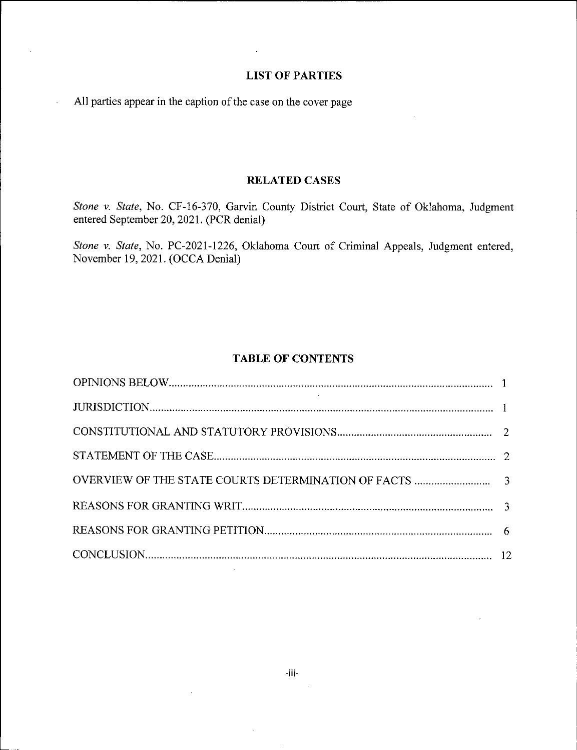## LIST OF PARTIES

All parties appear in the caption of the case on the cover page

## RELATED CASES

*Stone v. State*, No. CF-16-370, Garvin County District Court, State of Oklahoma, Judgment entered September 20, 2021. (PCR denial)

*Stone v. State*, No. PC-2021-1226, Oklahoma Court of Criminal Appeals, Judgment entered, November 19, 2021. (OCCA Denial)

## TABLE OF CONTENTS

| | |
|---|---|
| OPINIONS BELOW | 1 |
| JURISDICTION | 1 |
| CONSTITUTIONAL AND STATUTORY PROVISIONS | 2 |
| STATEMENT OF THE CASE | 2 |
| OVERVIEW OF THE STATE COURTS DETERMINATION OF FACTS | 3 |
| REASONS FOR GRANTING WRIT | 3 |
| REASONS FOR GRANTING PETITION | 6 |
| CONCLUSION | 12 |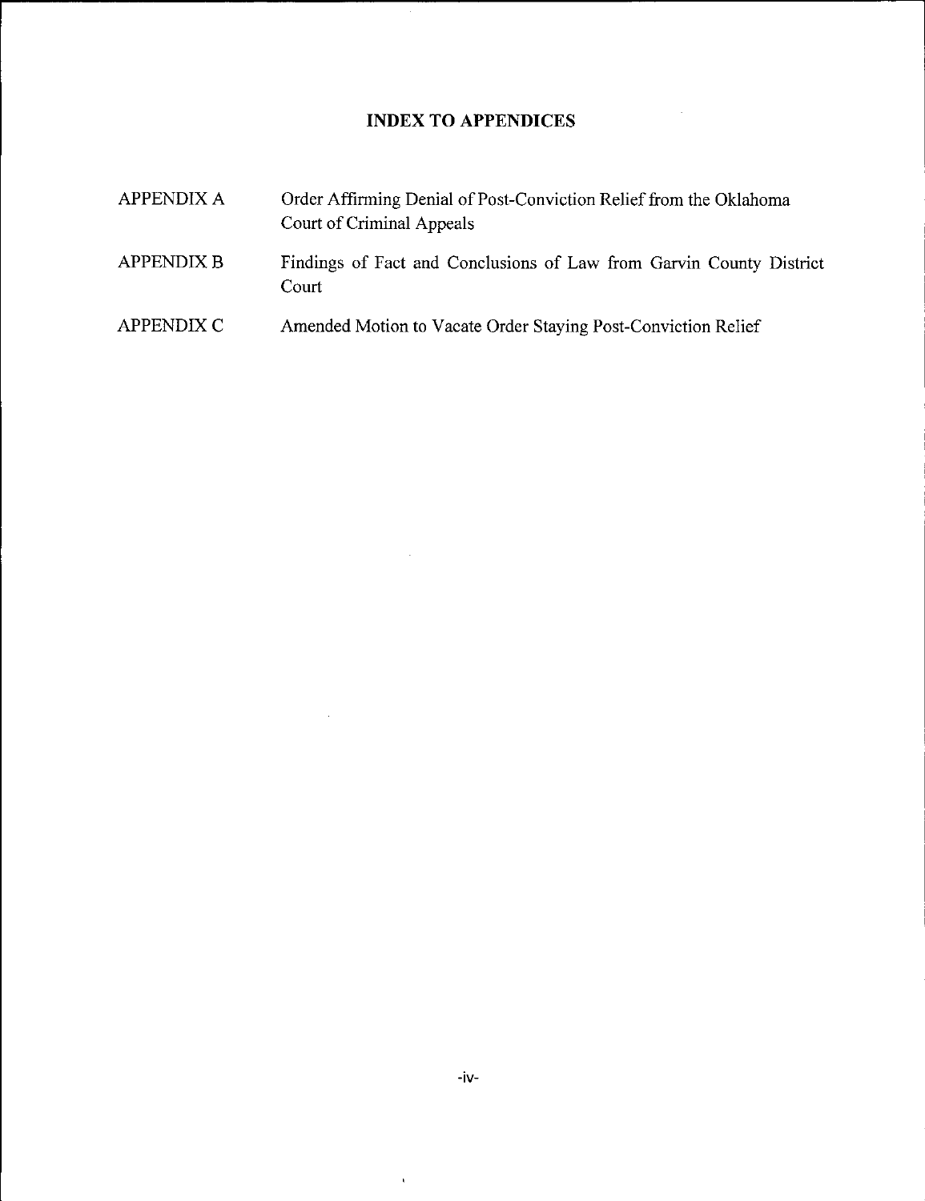## INDEX TO APPENDICES

| | |
|---|---|
| APPENDIX A | Order Affirming Denial of Post-Conviction Relief from the Oklahoma Court of Criminal Appeals |
| APPENDIX B | Findings of Fact and Conclusions of Law from Garvin County District Court |
| APPENDIX C | Amended Motion to Vacate Order Staying Post-Conviction Relief |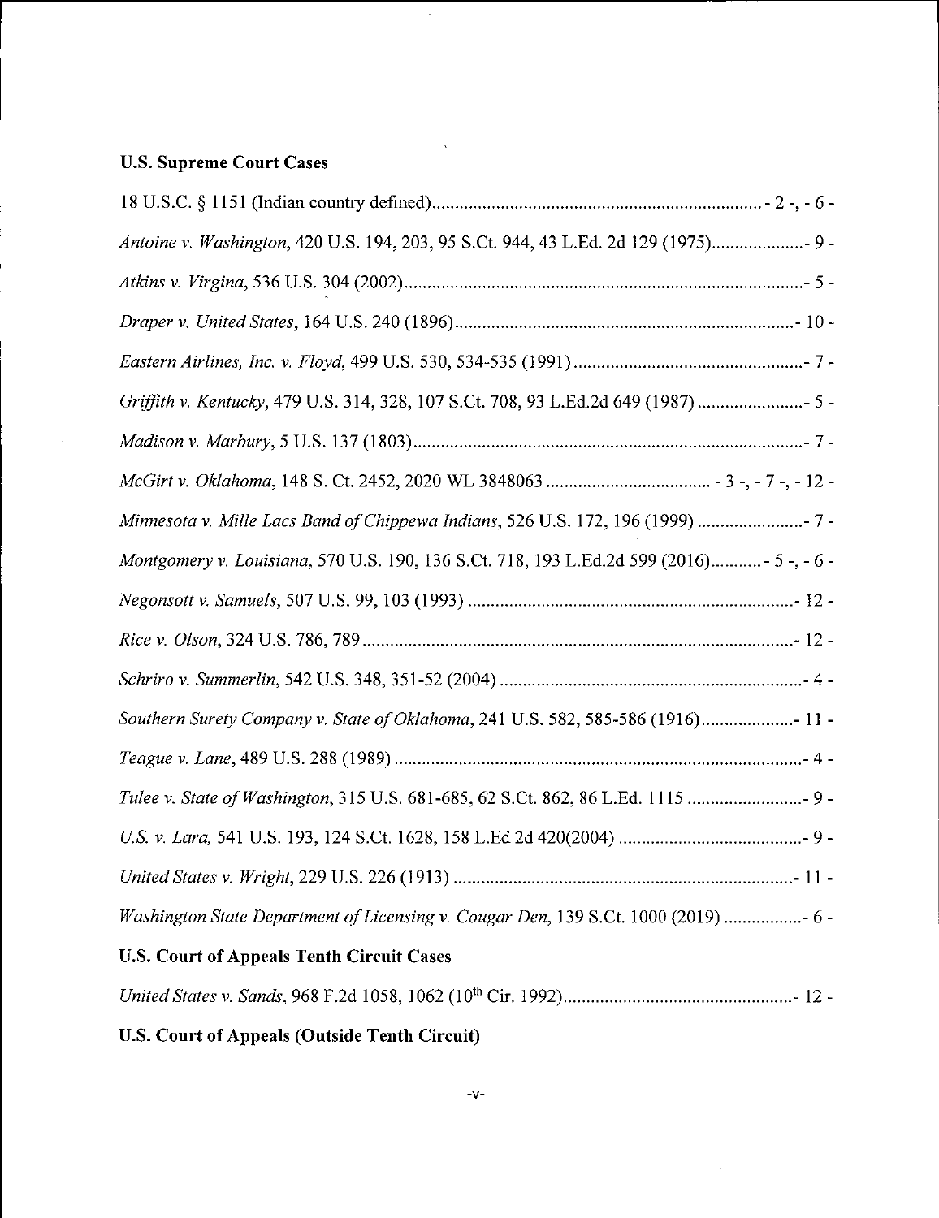**U.S. Supreme Court Cases**

18 U.S.C. § 1151 (Indian country defined)........................................................................ - 2 -, - 6 -

*Antoine v. Washington*, 420 U.S. 194, 203, 95 S.Ct. 944, 43 L.Ed. 2d 129 (1975).................... - 9 -

*Atkins v. Virgina*, 536 U.S. 304 (2002)...................................................................................... - 5 -

*Draper v. United States*, 164 U.S. 240 (1896)......................................................................... - 10 -

*Eastern Airlines, Inc. v. Floyd*, 499 U.S. 530, 534-535 (1991)................................................. - 7 -

*Griffith v. Kentucky*, 479 U.S. 314, 328, 107 S.Ct. 708, 93 L.Ed.2d 649 (1987)...................... - 5 -

*Madison v. Marbury*, 5 U.S. 137 (1803).................................................................................... - 7 -

*McGirt v. Oklahoma*, 148 S. Ct. 2452, 2020 WL 3848063.................................... - 3 -, - 7 -, - 12 -

*Minnesota v. Mille Lacs Band of Chippewa Indians*, 526 U.S. 172, 196 (1999)....................... - 7 -

*Montgomery v. Louisiana*, 570 U.S. 190, 136 S.Ct. 718, 193 L.Ed.2d 599 (2016)........... - 5 -, - 6 -

*Negonsott v. Samuels*, 507 U.S. 99, 103 (1993)...................................................................... - 12 -

*Rice v. Olson*, 324 U.S. 786, 789............................................................................................. - 12 -

*Schriro v. Summerlin*, 542 U.S. 348, 351-52 (2004)................................................................. - 4 -

*Southern Surety Company v. State of Oklahoma*, 241 U.S. 582, 585-586 (1916).................... - 11 -

*Teague v. Lane*, 489 U.S. 288 (1989)........................................................................................ - 4 -

*Tulee v. State of Washington*, 315 U.S. 681-685, 62 S.Ct. 862, 86 L.Ed. 1115......................... - 9 -

*U.S. v. Lara*, 541 U.S. 193, 124 S.Ct. 1628, 158 L.Ed 2d 420(2004)........................................ - 9 -

*United States v. Wright*, 229 U.S. 226 (1913).......................................................................... - 11 -

*Washington State Department of Licensing v. Cougar Den*, 139 S.Ct. 1000 (2019)................. - 6 -

**U.S. Court of Appeals Tenth Circuit Cases**

*United States v. Sands*, 968 F.2d 1058, 1062 (10th Cir. 1992).................................................. - 12 -

**U.S. Court of Appeals (Outside Tenth Circuit)**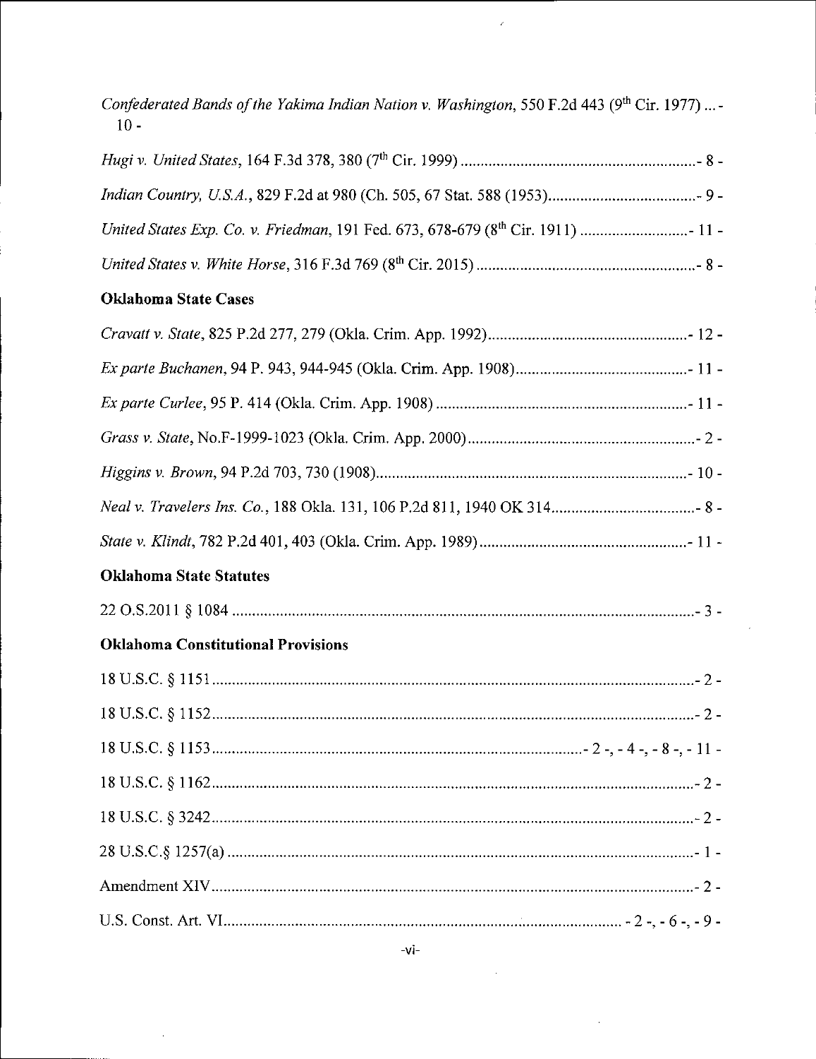*Confederated Bands of the Yakima Indian Nation v. Washington*, 550 F.2d 443 (9th Cir. 1977) ... - 10 -

*Hugi v. United States*, 164 F.3d 378, 380 (7th Cir. 1999) ............................................................ - 8 -

*Indian Country, U.S.A.*, 829 F.2d at 980 (Ch. 505, 67 Stat. 588 (1953)........................................ - 9 -

*United States Exp. Co. v. Friedman*, 191 Fed. 673, 678-679 (8th Cir. 1911) .............................. - 11 -

*United States v. White Horse*, 316 F.3d 769 (8th Cir. 2015) ....................................................... - 8 -

**Oklahoma State Cases**

*Cravatt v. State*, 825 P.2d 277, 279 (Okla. Crim. App. 1992)................................................... - 12 -

*Ex parte Buchanen*, 94 P. 943, 944-945 (Okla. Crim. App. 1908)............................................. - 11 -

*Ex parte Curlee*, 95 P. 414 (Okla. Crim. App. 1908) ................................................................. - 11 -

*Grass v. State*, No.F-1999-1023 (Okla. Crim. App. 2000).......................................................... - 2 -

*Higgins v. Brown*, 94 P.2d 703, 730 (1908)................................................................................ - 10 -

*Neal v. Travelers Ins. Co.*, 188 Okla. 131, 106 P.2d 811, 1940 OK 314..................................... - 8 -

*State v. Klindt*, 782 P.2d 401, 403 (Okla. Crim. App. 1989)...................................................... - 11 -

**Oklahoma State Statutes**

22 O.S.2011 § 1084 ......................................................................................................................... - 3 -

**Oklahoma Constitutional Provisions**

18 U.S.C. § 1151.............................................................................................................................. - 2 -

18 U.S.C. § 1152.............................................................................................................................. - 2 -

18 U.S.C. § 1153..................................................................................................... - 2 -, - 4 -, - 8 -, - 11 -

18 U.S.C. § 1162.............................................................................................................................. - 2 -

18 U.S.C. § 3242.............................................................................................................................. - 2 -

28 U.S.C.§ 1257(a) .......................................................................................................................... - 1 -

Amendment XIV.............................................................................................................................. - 2 -

U.S. Const. Art. VI.................................................................................................... - 2 -, - 6 -, - 9 -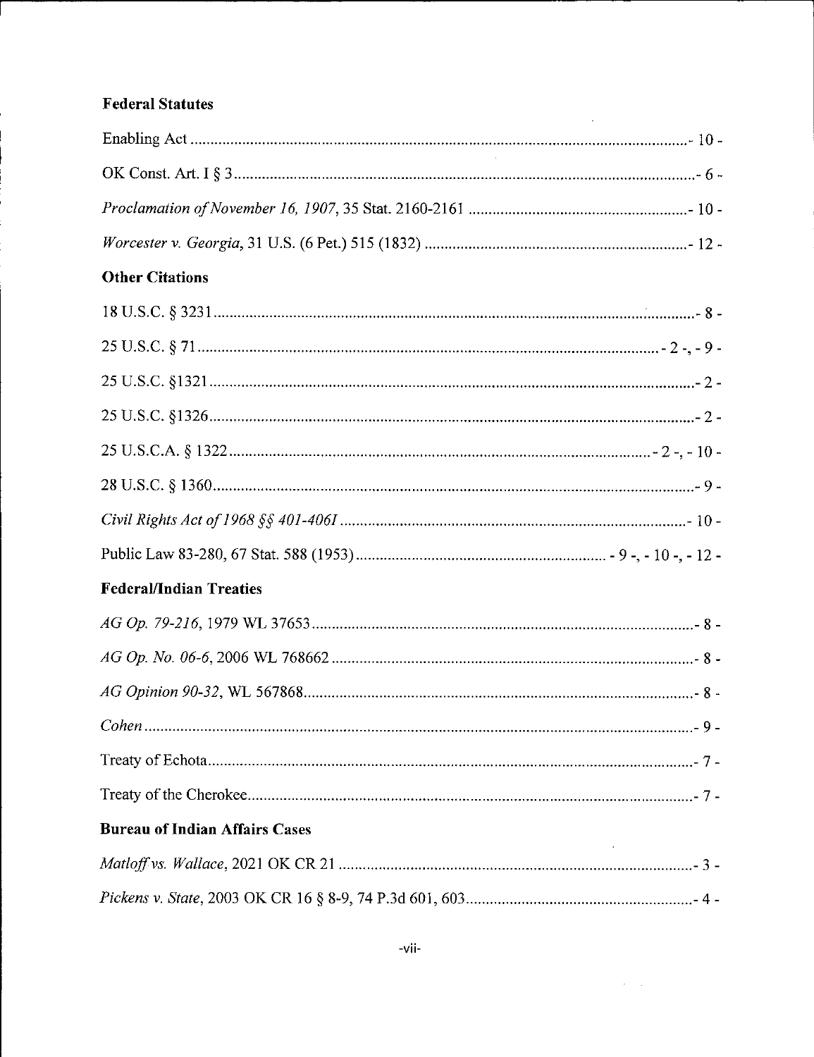**Federal Statutes**

Enabling Act ........................................................................................................................- 10 -

OK Const. Art. I § 3 ............................................................................................................- 6 -

*Proclamation of November 16, 1907*, 35 Stat. 2160-2161 ...................................................- 10 -

*Worcester v. Georgia*, 31 U.S. (6 Pet.) 515 (1832) ..............................................................- 12 -

**Other Citations**

18 U.S.C. § 3231 .................................................................................................................- 8 -

25 U.S.C. § 71 ..............................................................................................................- 2 -, - 9 -

25 U.S.C. §1321 ..................................................................................................................- 2 -

25 U.S.C. §1326 ..................................................................................................................- 2 -

25 U.S.C.A. § 1322 .....................................................................................................- 2 -, - 10 -

28 U.S.C. § 1360 .................................................................................................................- 9 -

*Civil Rights Act of 1968 §§ 401-406I* ..................................................................................- 10 -

Public Law 83-280, 67 Stat. 588 (1953) ..................................................... - 9 -, - 10 -, - 12 -

**Federal/Indian Treaties**

*AG Op. 79-216*, 1979 WL 37653 ..........................................................................................- 8 -

*AG Op. No. 06-6*, 2006 WL 768662 ......................................................................................- 8 -

*AG Opinion 90-32*, WL 567868 ...........................................................................................- 8 -

*Cohen* .................................................................................................................................- 9 -

Treaty of Echota ...................................................................................................................- 7 -

Treaty of the Cherokee ..........................................................................................................- 7 -

**Bureau of Indian Affairs Cases**

*Matloff vs. Wallace*, 2021 OK CR 21 ....................................................................................- 3 -

*Pickens v. State*, 2003 OK CR 16 § 8-9, 74 P.3d 601, 603 ....................................................- 4 -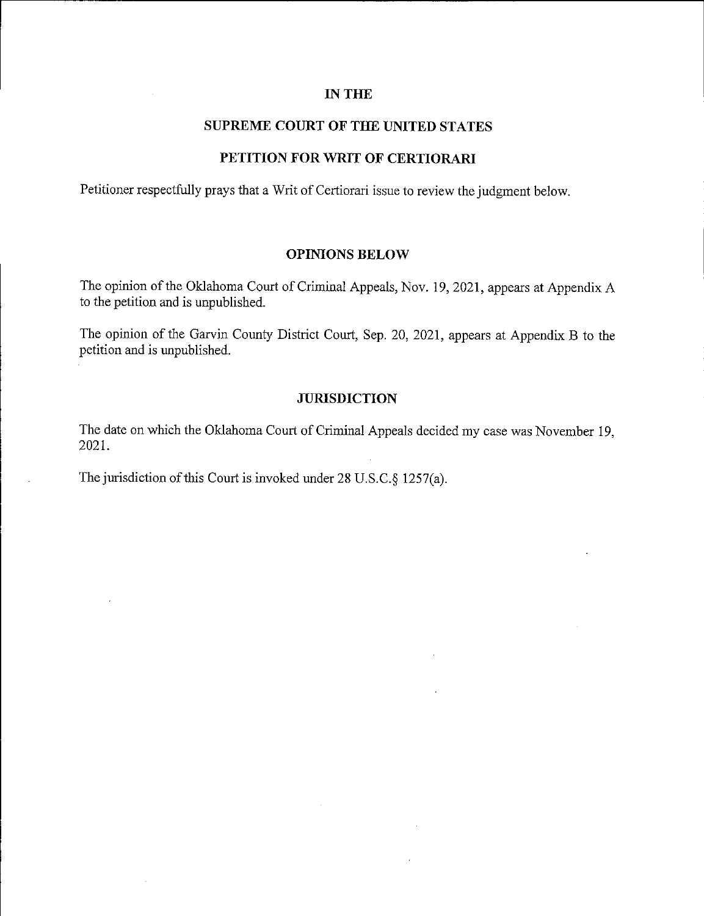## IN THE

## SUPREME COURT OF THE UNITED STATES

## PETITION FOR WRIT OF CERTIORARI

Petitioner respectfully prays that a Writ of Certiorari issue to review the judgment below.

## OPINIONS BELOW

The opinion of the Oklahoma Court of Criminal Appeals, Nov. 19, 2021, appears at Appendix A to the petition and is unpublished.

The opinion of the Garvin County District Court, Sep. 20, 2021, appears at Appendix B to the petition and is unpublished.

## JURISDICTION

The date on which the Oklahoma Court of Criminal Appeals decided my case was November 19, 2021.

The jurisdiction of this Court is invoked under 28 U.S.C.§ 1257(a).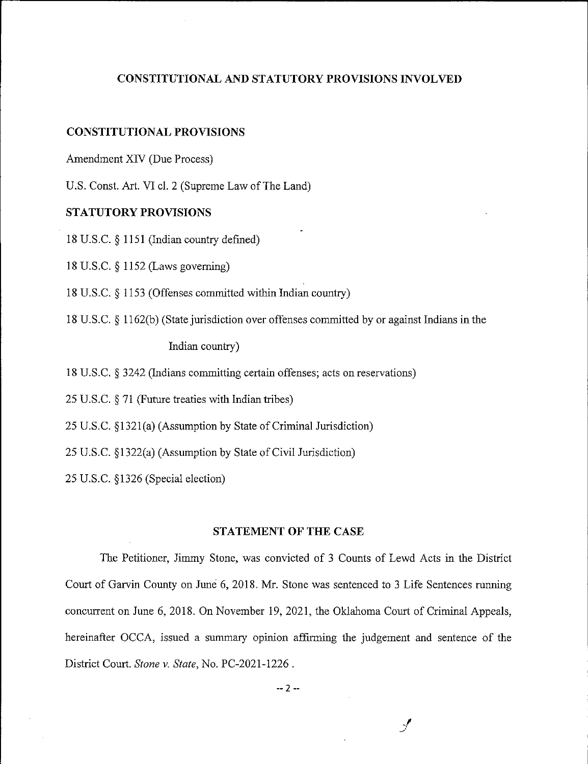## CONSTITUTIONAL AND STATUTORY PROVISIONS INVOLVED

### CONSTITUTIONAL PROVISIONS

Amendment XIV (Due Process)

U.S. Const. Art. VI cl. 2 (Supreme Law of The Land)

### STATUTORY PROVISIONS

18 U.S.C. § 1151 (Indian country defined)

18 U.S.C. § 1152 (Laws governing)

18 U.S.C. § 1153 (Offenses committed within Indian country)

18 U.S.C. § 1162(b) (State jurisdiction over offenses committed by or against Indians in the Indian country)

18 U.S.C. § 3242 (Indians committing certain offenses; acts on reservations)

25 U.S.C. § 71 (Future treaties with Indian tribes)

25 U.S.C. §1321(a) (Assumption by State of Criminal Jurisdiction)

25 U.S.C. §1322(a) (Assumption by State of Civil Jurisdiction)

25 U.S.C. §1326 (Special election)

## STATEMENT OF THE CASE

The Petitioner, Jimmy Stone, was convicted of 3 Counts of Lewd Acts in the District Court of Garvin County on June 6, 2018. Mr. Stone was sentenced to 3 Life Sentences running concurrent on June 6, 2018. On November 19, 2021, the Oklahoma Court of Criminal Appeals, hereinafter OCCA, issued a summary opinion affirming the judgement and sentence of the District Court. *Stone v. State*, No. PC-2021-1226 .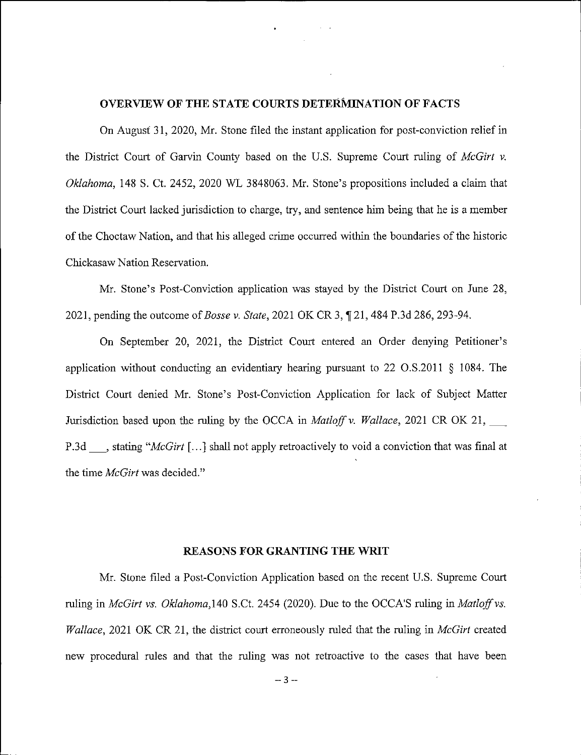## OVERVIEW OF THE STATE COURTS DETERMINATION OF FACTS

On August 31, 2020, Mr. Stone filed the instant application for post-conviction relief in the District Court of Garvin County based on the U.S. Supreme Court ruling of *McGirt v. Oklahoma*, 148 S. Ct. 2452, 2020 WL 3848063. Mr. Stone's propositions included a claim that the District Court lacked jurisdiction to charge, try, and sentence him being that he is a member of the Choctaw Nation, and that his alleged crime occurred within the boundaries of the historic Chickasaw Nation Reservation.

Mr. Stone's Post-Conviction application was stayed by the District Court on June 28, 2021, pending the outcome of *Bosse v. State*, 2021 OK CR 3, ¶ 21, 484 P.3d 286, 293-94.

On September 20, 2021, the District Court entered an Order denying Petitioner's application without conducting an evidentiary hearing pursuant to 22 O.S.2011 § 1084. The District Court denied Mr. Stone's Post-Conviction Application for lack of Subject Matter Jurisdiction based upon the ruling by the OCCA in *Matloff v. Wallace*, 2021 CR OK 21, ___ P.3d ___, stating "*McGirt* [...] shall not apply retroactively to void a conviction that was final at the time *McGirt* was decided."

## REASONS FOR GRANTING THE WRIT

Mr. Stone filed a Post-Conviction Application based on the recent U.S. Supreme Court ruling in *McGirt vs. Oklahoma*,140 S.Ct. 2454 (2020). Due to the OCCA'S ruling in *Matloff vs. Wallace*, 2021 OK CR 21, the district court erroneously ruled that the ruling in *McGirt* created new procedural rules and that the ruling was not retroactive to the cases that have been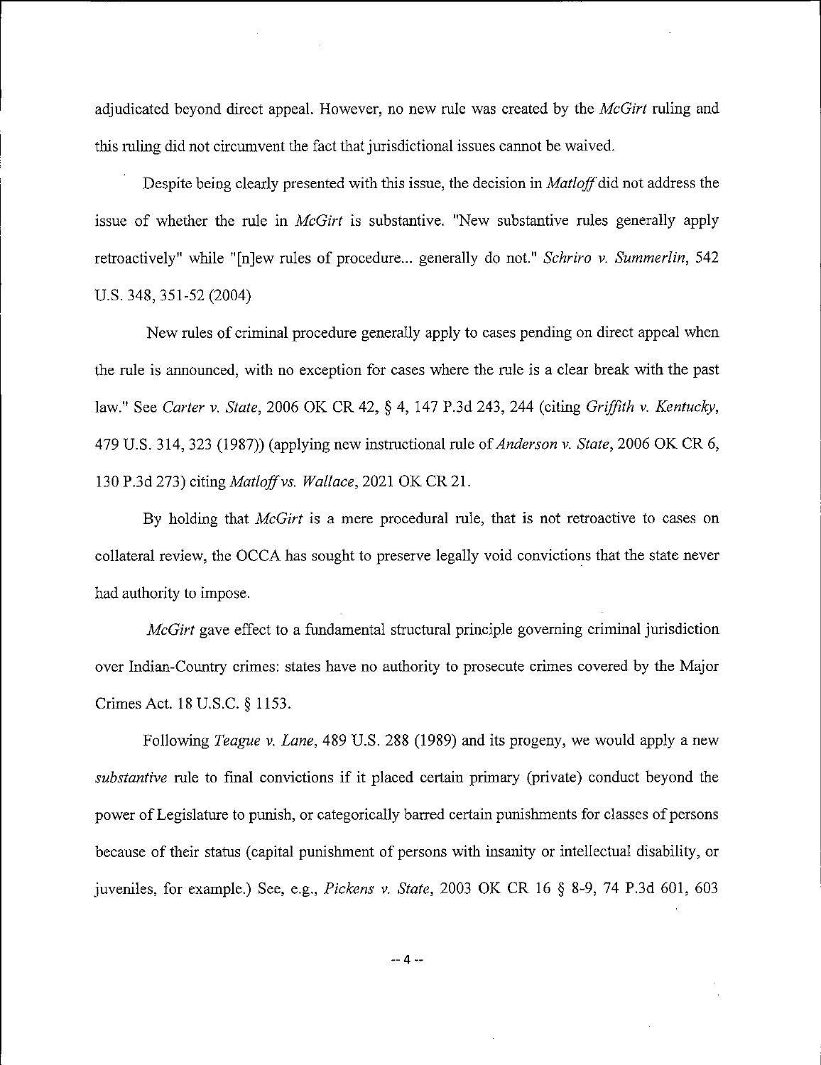adjudicated beyond direct appeal. However, no new rule was created by the *McGirt* ruling and this ruling did not circumvent the fact that jurisdictional issues cannot be waived.

Despite being clearly presented with this issue, the decision in *Matloff* did not address the issue of whether the rule in *McGirt* is substantive. "New substantive rules generally apply retroactively" while "[n]ew rules of procedure... generally do not." *Schriro v. Summerlin*, 542 U.S. 348, 351-52 (2004)

New rules of criminal procedure generally apply to cases pending on direct appeal when the rule is announced, with no exception for cases where the rule is a clear break with the past law." See *Carter v. State*, 2006 OK CR 42, § 4, 147 P.3d 243, 244 (citing *Griffith v. Kentucky*, 479 U.S. 314, 323 (1987)) (applying new instructional rule of *Anderson v. State*, 2006 OK CR 6, 130 P.3d 273) citing *Matloff vs. Wallace*, 2021 OK CR 21.

By holding that *McGirt* is a mere procedural rule, that is not retroactive to cases on collateral review, the OCCA has sought to preserve legally void convictions that the state never had authority to impose.

*McGirt* gave effect to a fundamental structural principle governing criminal jurisdiction over Indian-Country crimes: states have no authority to prosecute crimes covered by the Major Crimes Act. 18 U.S.C. § 1153.

Following *Teague v. Lane*, 489 U.S. 288 (1989) and its progeny, we would apply a new *substantive* rule to final convictions if it placed certain primary (private) conduct beyond the power of Legislature to punish, or categorically barred certain punishments for classes of persons because of their status (capital punishment of persons with insanity or intellectual disability, or juveniles, for example.) See, e.g., *Pickens v. State*, 2003 OK CR 16 § 8-9, 74 P.3d 601, 603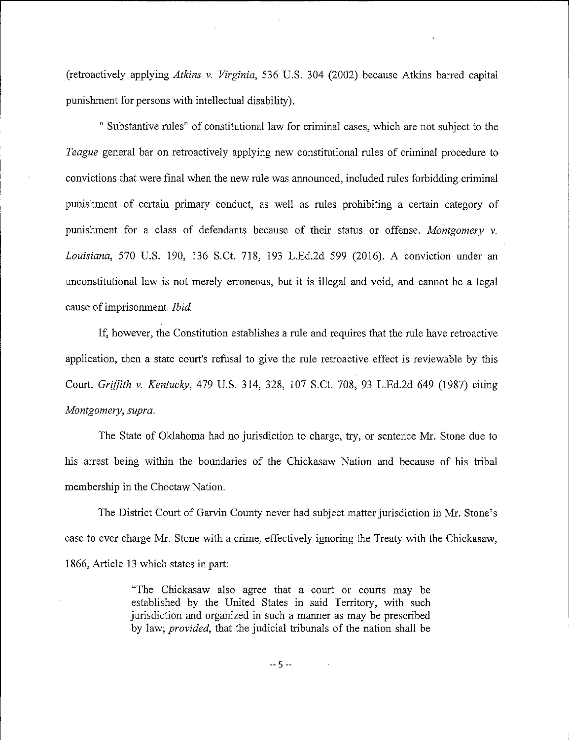(retroactively applying *Atkins v. Virginia*, 536 U.S. 304 (2002) because Atkins barred capital punishment for persons with intellectual disability).

" Substantive rules" of constitutional law for criminal cases, which are not subject to the *Teague* general bar on retroactively applying new constitutional rules of criminal procedure to convictions that were final when the new rule was announced, included rules forbidding criminal punishment of certain primary conduct, as well as rules prohibiting a certain category of punishment for a class of defendants because of their status or offense. *Montgomery v. Louisiana*, 570 U.S. 190, 136 S.Ct. 718, 193 L.Ed.2d 599 (2016). A conviction under an unconstitutional law is not merely erroneous, but it is illegal and void, and cannot be a legal cause of imprisonment. *Ibid.*

If, however, the Constitution establishes a rule and requires that the rule have retroactive application, then a state court's refusal to give the rule retroactive effect is reviewable by this Court. *Griffith v. Kentucky*, 479 U.S. 314, 328, 107 S.Ct. 708, 93 L.Ed.2d 649 (1987) citing *Montgomery, supra.*

The State of Oklahoma had no jurisdiction to charge, try, or sentence Mr. Stone due to his arrest being within the boundaries of the Chickasaw Nation and because of his tribal membership in the Choctaw Nation.

The District Court of Garvin County never had subject matter jurisdiction in Mr. Stone's case to ever charge Mr. Stone with a crime, effectively ignoring the Treaty with the Chickasaw, 1866, Article 13 which states in part:

> "The Chickasaw also agree that a court or courts may be established by the United States in said Territory, with such jurisdiction and organized in such a manner as may be prescribed by law; *provided*, that the judicial tribunals of the nation shall be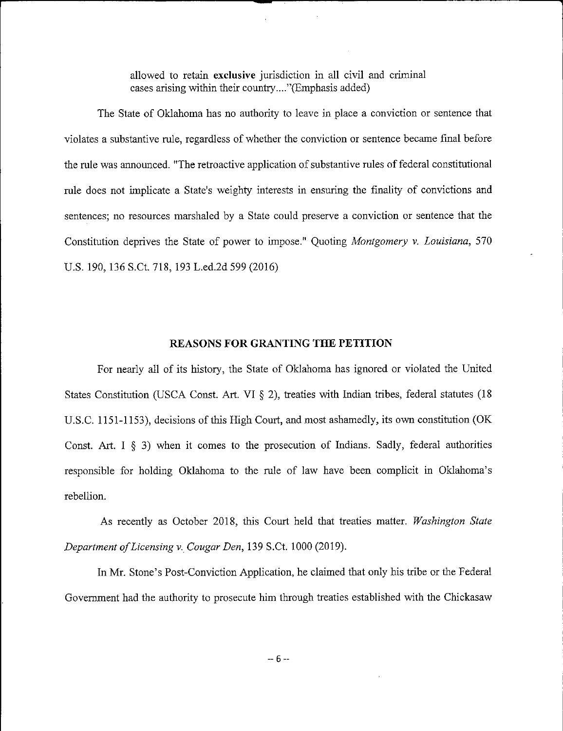> allowed to retain **exclusive** jurisdiction in all civil and criminal cases arising within their country...."(Emphasis added)

The State of Oklahoma has no authority to leave in place a conviction or sentence that violates a substantive rule, regardless of whether the conviction or sentence became final before the rule was announced. "The retroactive application of substantive rules of federal constitutional rule does not implicate a State's weighty interests in ensuring the finality of convictions and sentences; no resources marshaled by a State could preserve a conviction or sentence that the Constitution deprives the State of power to impose." Quoting *Montgomery v. Louisiana*, 570 U.S. 190, 136 S.Ct. 718, 193 L.ed.2d 599 (2016)

## REASONS FOR GRANTING THE PETITION

For nearly all of its history, the State of Oklahoma has ignored or violated the United States Constitution (USCA Const. Art. VI § 2), treaties with Indian tribes, federal statutes (18 U.S.C. 1151-1153), decisions of this High Court, and most ashamedly, its own constitution (OK Const. Art. I § 3) when it comes to the prosecution of Indians. Sadly, federal authorities responsible for holding Oklahoma to the rule of law have been complicit in Oklahoma's rebellion.

As recently as October 2018, this Court held that treaties matter. *Washington State Department of Licensing v. Cougar Den*, 139 S.Ct. 1000 (2019).

In Mr. Stone's Post-Conviction Application, he claimed that only his tribe or the Federal Government had the authority to prosecute him through treaties established with the Chickasaw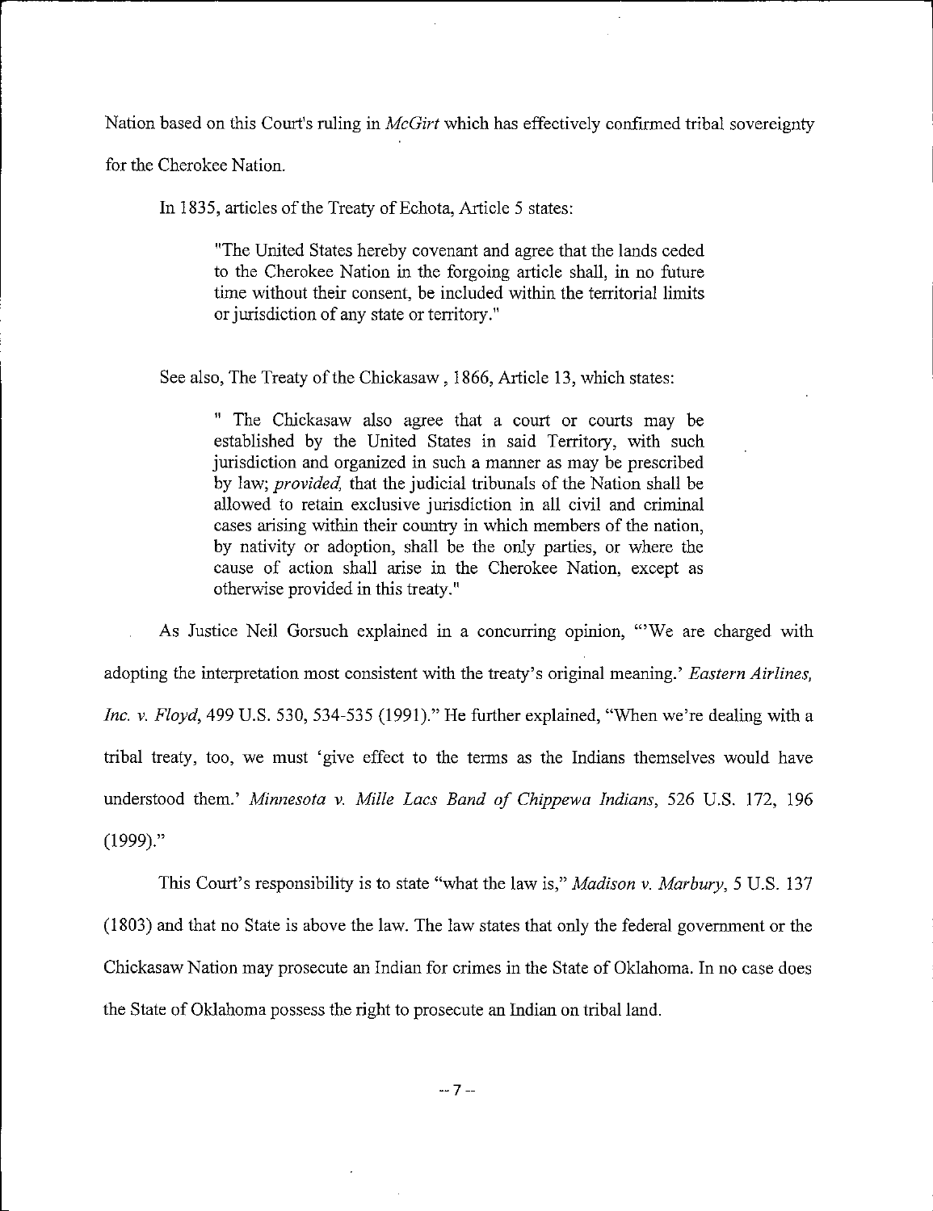Nation based on this Court's ruling in *McGirt* which has effectively confirmed tribal sovereignty for the Cherokee Nation.

In 1835, articles of the Treaty of Echota, Article 5 states:

> "The United States hereby covenant and agree that the lands ceded to the Cherokee Nation in the forgoing article shall, in no future time without their consent, be included within the territorial limits or jurisdiction of any state or territory."

See also, The Treaty of the Chickasaw , 1866, Article 13, which states:

> " The Chickasaw also agree that a court or courts may be established by the United States in said Territory, with such jurisdiction and organized in such a manner as may be prescribed by law; *provided,* that the judicial tribunals of the Nation shall be allowed to retain exclusive jurisdiction in all civil and criminal cases arising within their country in which members of the nation, by nativity or adoption, shall be the only parties, or where the cause of action shall arise in the Cherokee Nation, except as otherwise provided in this treaty."

As Justice Neil Gorsuch explained in a concurring opinion, "'We are charged with adopting the interpretation most consistent with the treaty's original meaning.' *Eastern Airlines, Inc. v. Floyd,* 499 U.S. 530, 534-535 (1991)." He further explained, "When we're dealing with a tribal treaty, too, we must 'give effect to the terms as the Indians themselves would have understood them.' *Minnesota v. Mille Lacs Band of Chippewa Indians,* 526 U.S. 172, 196 (1999)."

This Court's responsibility is to state "what the law is," *Madison v. Marbury,* 5 U.S. 137 (1803) and that no State is above the law. The law states that only the federal government or the Chickasaw Nation may prosecute an Indian for crimes in the State of Oklahoma. In no case does the State of Oklahoma possess the right to prosecute an Indian on tribal land.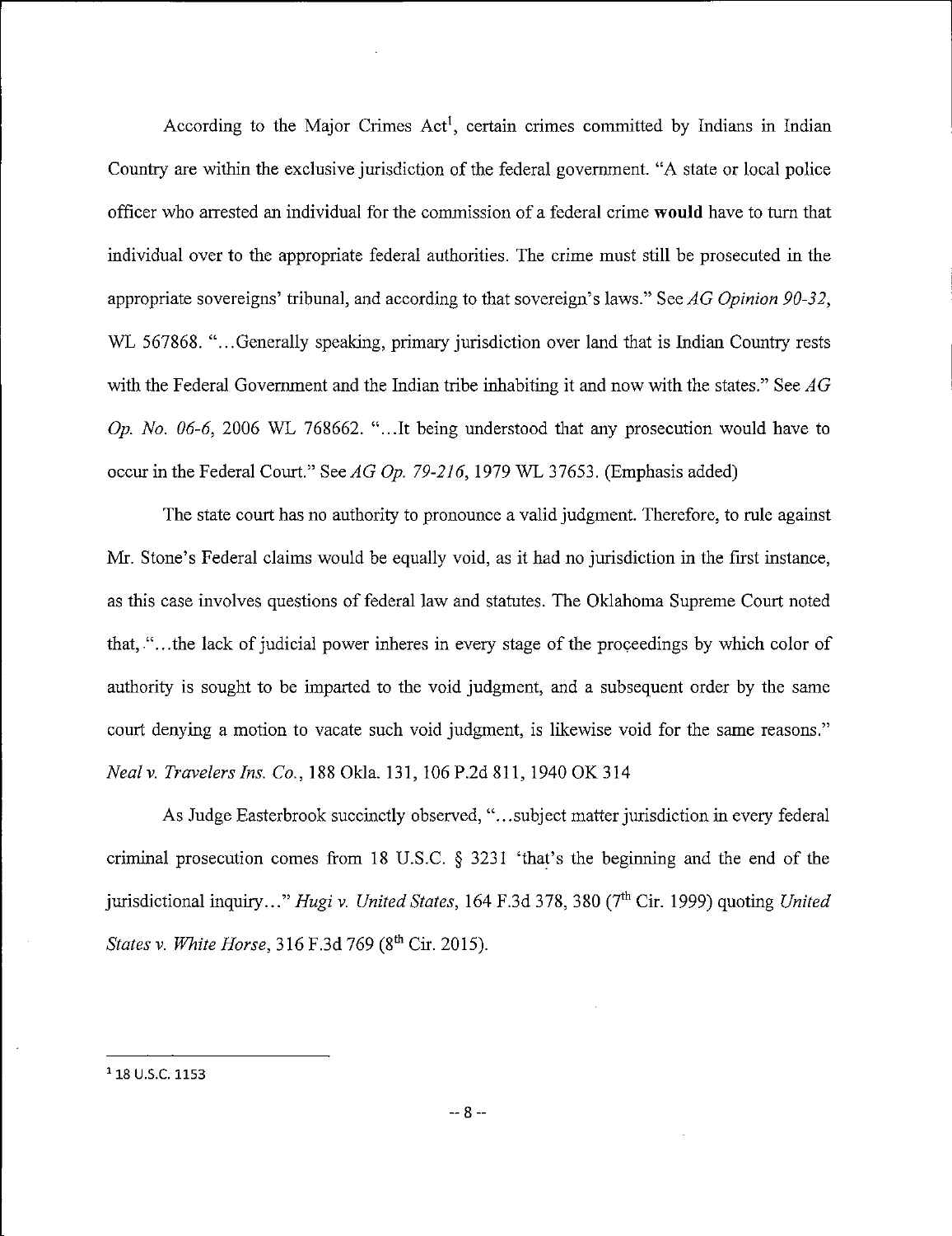According to the Major Crimes Act[1], certain crimes committed by Indians in Indian Country are within the exclusive jurisdiction of the federal government. "A state or local police officer who arrested an individual for the commission of a federal crime **would** have to turn that individual over to the appropriate federal authorities. The crime must still be prosecuted in the appropriate sovereigns' tribunal, and according to that sovereign's laws." See *AG Opinion 90-32*, WL 567868. "...Generally speaking, primary jurisdiction over land that is Indian Country rests with the Federal Government and the Indian tribe inhabiting it and now with the states." See *AG Op. No. 06-6*, 2006 WL 768662. "...It being understood that any prosecution would have to occur in the Federal Court." See *AG Op. 79-216*, 1979 WL 37653. (Emphasis added)

The state court has no authority to pronounce a valid judgment. Therefore, to rule against Mr. Stone's Federal claims would be equally void, as it had no jurisdiction in the first instance, as this case involves questions of federal law and statutes. The Oklahoma Supreme Court noted that, "...the lack of judicial power inheres in every stage of the proceedings by which color of authority is sought to be imparted to the void judgment, and a subsequent order by the same court denying a motion to vacate such void judgment, is likewise void for the same reasons." *Neal v. Travelers Ins. Co.*, 188 Okla. 131, 106 P.2d 811, 1940 OK 314

As Judge Easterbrook succinctly observed, "...subject matter jurisdiction in every federal criminal prosecution comes from 18 U.S.C. § 3231 'that's the beginning and the end of the jurisdictional inquiry..." *Hugi v. United States*, 164 F.3d 378, 380 (7th Cir. 1999) quoting *United States v. White Horse*, 316 F.3d 769 (8th Cir. 2015).

---

[1] 18 U.S.C. 1153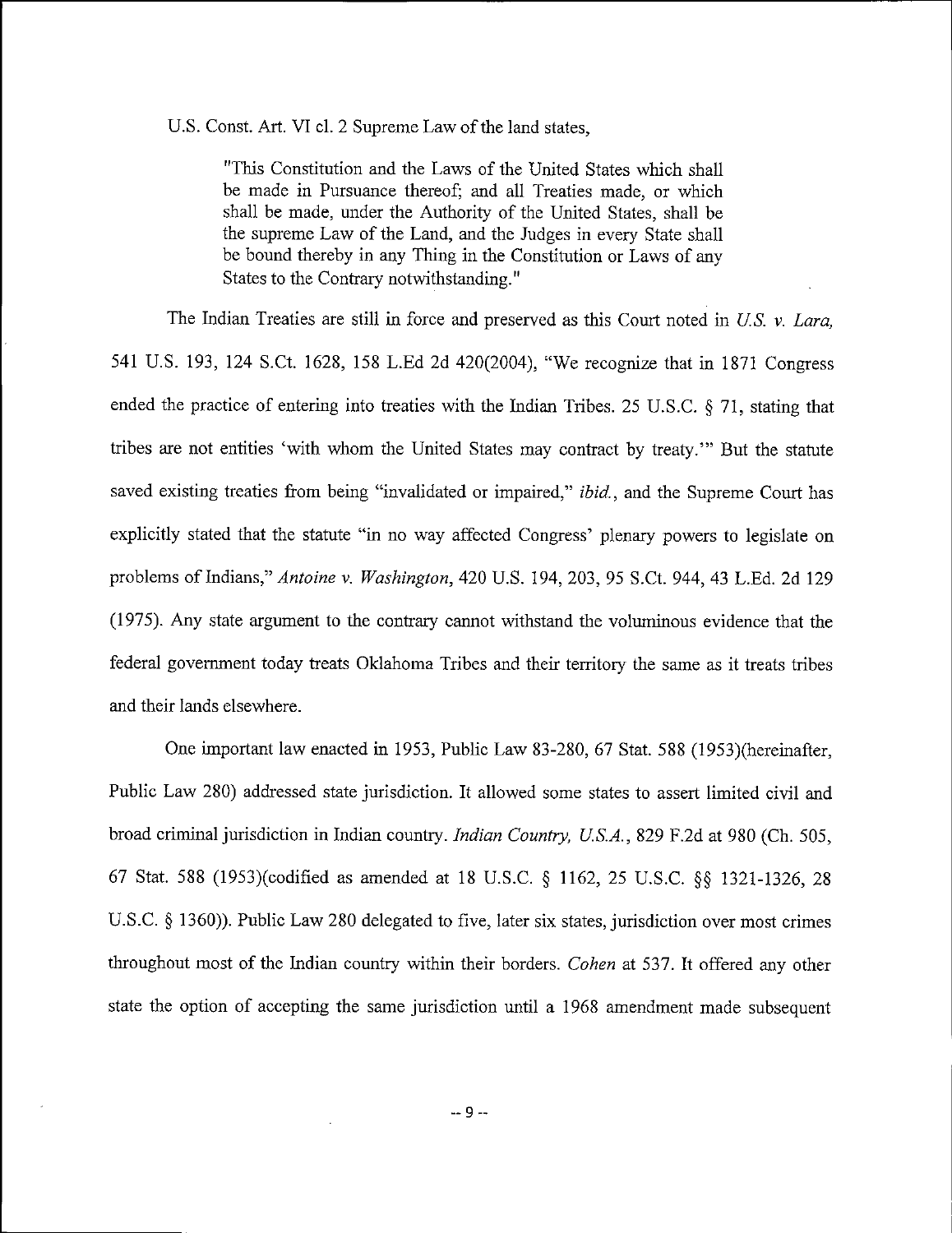U.S. Const. Art. VI cl. 2 Supreme Law of the land states,

> "This Constitution and the Laws of the United States which shall be made in Pursuance thereof; and all Treaties made, or which shall be made, under the Authority of the United States, shall be the supreme Law of the Land, and the Judges in every State shall be bound thereby in any Thing in the Constitution or Laws of any States to the Contrary notwithstanding."

The Indian Treaties are still in force and preserved as this Court noted in *U.S. v. Lara,* 541 U.S. 193, 124 S.Ct. 1628, 158 L.Ed 2d 420(2004), "We recognize that in 1871 Congress ended the practice of entering into treaties with the Indian Tribes. 25 U.S.C. § 71, stating that tribes are not entities 'with whom the United States may contract by treaty.'" But the statute saved existing treaties from being "invalidated or impaired," *ibid.*, and the Supreme Court has explicitly stated that the statute "in no way affected Congress' plenary powers to legislate on problems of Indians," *Antoine v. Washington*, 420 U.S. 194, 203, 95 S.Ct. 944, 43 L.Ed. 2d 129 (1975). Any state argument to the contrary cannot withstand the voluminous evidence that the federal government today treats Oklahoma Tribes and their territory the same as it treats tribes and their lands elsewhere.

One important law enacted in 1953, Public Law 83-280, 67 Stat. 588 (1953)(hereinafter, Public Law 280) addressed state jurisdiction. It allowed some states to assert limited civil and broad criminal jurisdiction in Indian country. *Indian Country, U.S.A.*, 829 F.2d at 980 (Ch. 505, 67 Stat. 588 (1953)(codified as amended at 18 U.S.C. § 1162, 25 U.S.C. §§ 1321-1326, 28 U.S.C. § 1360)). Public Law 280 delegated to five, later six states, jurisdiction over most crimes throughout most of the Indian country within their borders. *Cohen* at 537. It offered any other state the option of accepting the same jurisdiction until a 1968 amendment made subsequent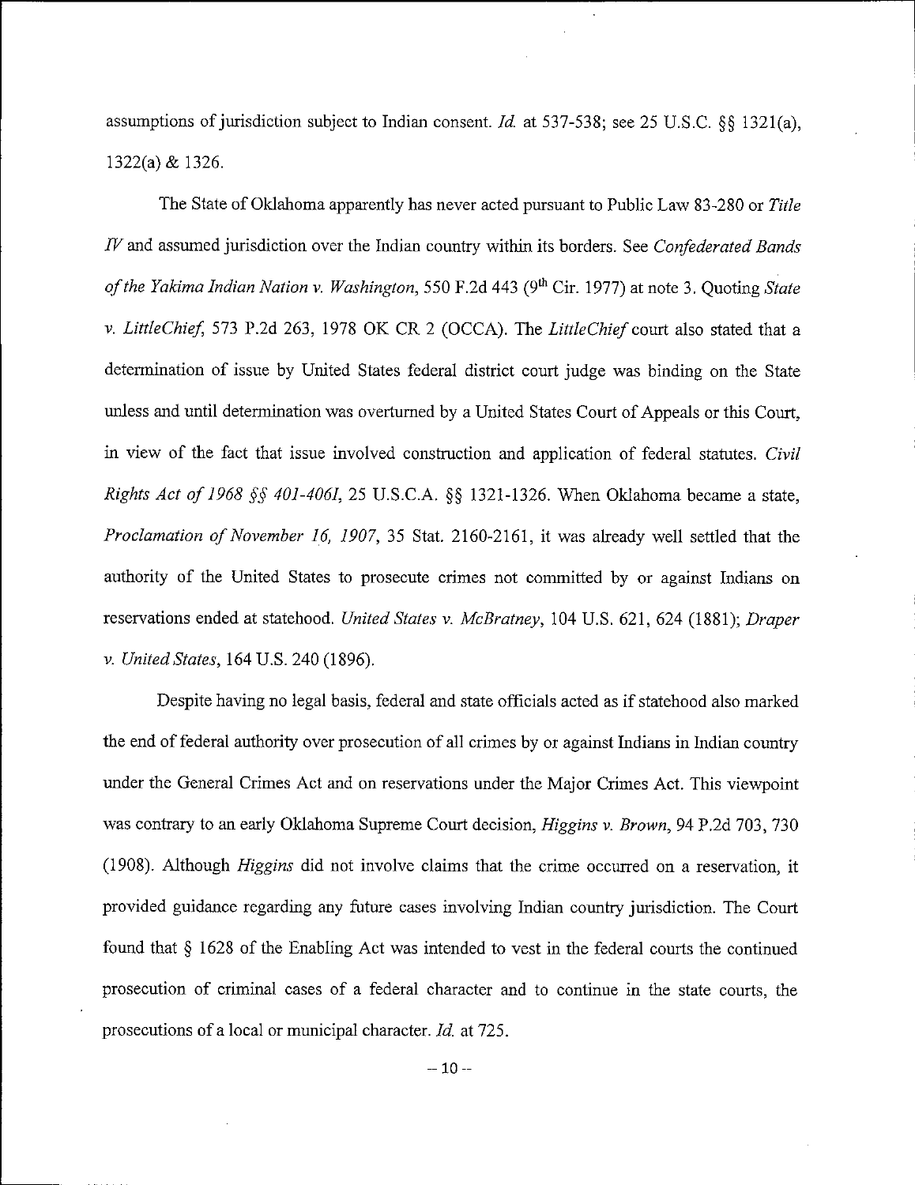assumptions of jurisdiction subject to Indian consent. *Id.* at 537-538; see 25 U.S.C. §§ 1321(a), 1322(a) & 1326.

The State of Oklahoma apparently has never acted pursuant to Public Law 83-280 or *Title IV* and assumed jurisdiction over the Indian country within its borders. See *Confederated Bands of the Yakima Indian Nation v. Washington*, 550 F.2d 443 (9th Cir. 1977) at note 3. Quoting *State v. LittleChief*, 573 P.2d 263, 1978 OK CR 2 (OCCA). The *LittleChief* court also stated that a determination of issue by United States federal district court judge was binding on the State unless and until determination was overturned by a United States Court of Appeals or this Court, in view of the fact that issue involved construction and application of federal statutes. *Civil Rights Act of 1968 §§ 401-406I*, 25 U.S.C.A. §§ 1321-1326. When Oklahoma became a state, *Proclamation of November 16, 1907*, 35 Stat. 2160-2161, it was already well settled that the authority of the United States to prosecute crimes not committed by or against Indians on reservations ended at statehood. *United States v. McBratney*, 104 U.S. 621, 624 (1881); *Draper v. United States*, 164 U.S. 240 (1896).

Despite having no legal basis, federal and state officials acted as if statehood also marked the end of federal authority over prosecution of all crimes by or against Indians in Indian country under the General Crimes Act and on reservations under the Major Crimes Act. This viewpoint was contrary to an early Oklahoma Supreme Court decision, *Higgins v. Brown*, 94 P.2d 703, 730 (1908). Although *Higgins* did not involve claims that the crime occurred on a reservation, it provided guidance regarding any future cases involving Indian country jurisdiction. The Court found that § 1628 of the Enabling Act was intended to vest in the federal courts the continued prosecution of criminal cases of a federal character and to continue in the state courts, the prosecutions of a local or municipal character. *Id.* at 725.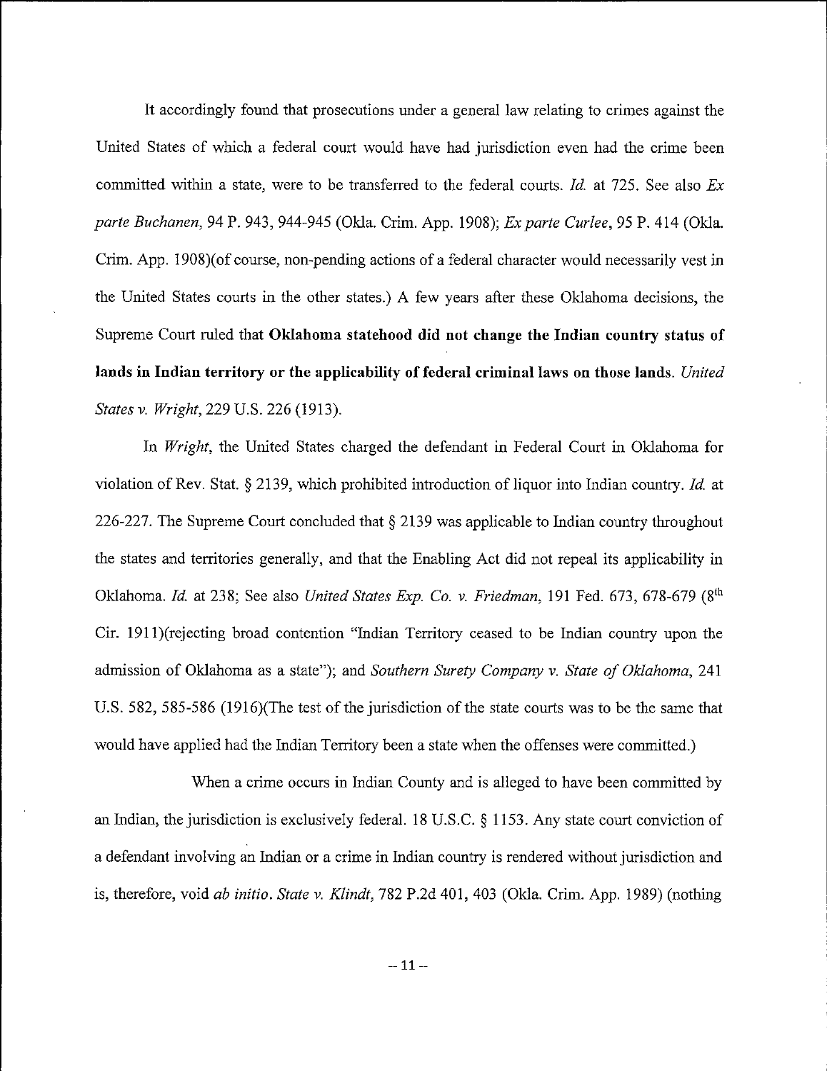It accordingly found that prosecutions under a general law relating to crimes against the United States of which a federal court would have had jurisdiction even had the crime been committed within a state, were to be transferred to the federal courts. *Id.* at 725. See also *Ex parte Buchanen*, 94 P. 943, 944-945 (Okla. Crim. App. 1908); *Ex parte Curlee*, 95 P. 414 (Okla. Crim. App. 1908)(of course, non-pending actions of a federal character would necessarily vest in the United States courts in the other states.) A few years after these Oklahoma decisions, the Supreme Court ruled that **Oklahoma statehood did not change the Indian country status of lands in Indian territory or the applicability of federal criminal laws on those lands.** *United States v. Wright*, 229 U.S. 226 (1913).

In *Wright*, the United States charged the defendant in Federal Court in Oklahoma for violation of Rev. Stat. § 2139, which prohibited introduction of liquor into Indian country. *Id.* at 226-227. The Supreme Court concluded that § 2139 was applicable to Indian country throughout the states and territories generally, and that the Enabling Act did not repeal its applicability in Oklahoma. *Id.* at 238; See also *United States Exp. Co. v. Friedman*, 191 Fed. 673, 678-679 (8th Cir. 1911)(rejecting broad contention "Indian Territory ceased to be Indian country upon the admission of Oklahoma as a state"); and *Southern Surety Company v. State of Oklahoma*, 241 U.S. 582, 585-586 (1916)(The test of the jurisdiction of the state courts was to be the same that would have applied had the Indian Territory been a state when the offenses were committed.)

When a crime occurs in Indian County and is alleged to have been committed by an Indian, the jurisdiction is exclusively federal. 18 U.S.C. § 1153. Any state court conviction of a defendant involving an Indian or a crime in Indian country is rendered without jurisdiction and is, therefore, void *ab initio*. *State v. Klindt*, 782 P.2d 401, 403 (Okla. Crim. App. 1989) (nothing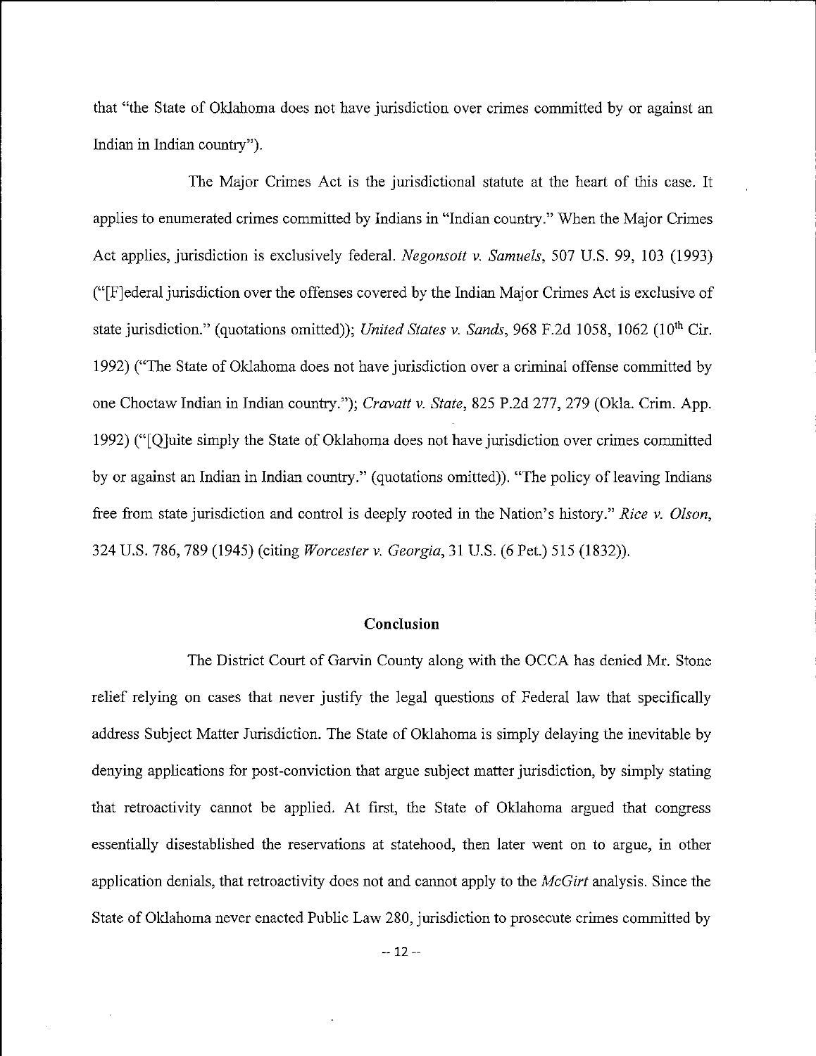that "the State of Oklahoma does not have jurisdiction over crimes committed by or against an Indian in Indian country").

The Major Crimes Act is the jurisdictional statute at the heart of this case. It applies to enumerated crimes committed by Indians in "Indian country." When the Major Crimes Act applies, jurisdiction is exclusively federal. *Negonsott v. Samuels*, 507 U.S. 99, 103 (1993) ("[F]ederal jurisdiction over the offenses covered by the Indian Major Crimes Act is exclusive of state jurisdiction." (quotations omitted)); *United States v. Sands*, 968 F.2d 1058, 1062 (10th Cir. 1992) ("The State of Oklahoma does not have jurisdiction over a criminal offense committed by one Choctaw Indian in Indian country."); *Cravatt v. State*, 825 P.2d 277, 279 (Okla. Crim. App. 1992) ("[Q]uite simply the State of Oklahoma does not have jurisdiction over crimes committed by or against an Indian in Indian country." (quotations omitted)). "The policy of leaving Indians free from state jurisdiction and control is deeply rooted in the Nation's history." *Rice v. Olson*, 324 U.S. 786, 789 (1945) (citing *Worcester v. Georgia*, 31 U.S. (6 Pet.) 515 (1832)).

## Conclusion

The District Court of Garvin County along with the OCCA has denied Mr. Stone relief relying on cases that never justify the legal questions of Federal law that specifically address Subject Matter Jurisdiction. The State of Oklahoma is simply delaying the inevitable by denying applications for post-conviction that argue subject matter jurisdiction, by simply stating that retroactivity cannot be applied. At first, the State of Oklahoma argued that congress essentially disestablished the reservations at statehood, then later went on to argue, in other application denials, that retroactivity does not and cannot apply to the *McGirt* analysis. Since the State of Oklahoma never enacted Public Law 280, jurisdiction to prosecute crimes committed by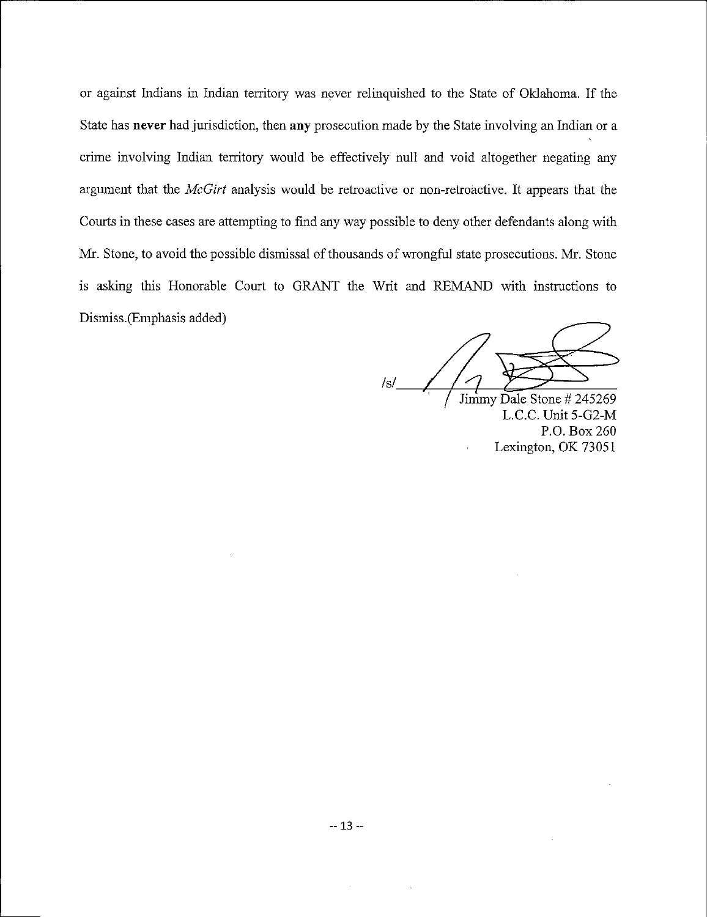or against Indians in Indian territory was never relinquished to the State of Oklahoma. If the State has **never** had jurisdiction, then **any** prosecution made by the State involving an Indian or a crime involving Indian territory would be effectively null and void altogether negating any argument that the *McGirt* analysis would be retroactive or non-retroactive. It appears that the Courts in these cases are attempting to find any way possible to deny other defendants along with Mr. Stone, to avoid the possible dismissal of thousands of wrongful state prosecutions. Mr. Stone is asking this Honorable Court to GRANT the Writ and REMAND with instructions to Dismiss.(Emphasis added)

/s/\_\_\_\_\_\_\_\_\_\_\_\_\_\_\_\_\_\_\_\_\_\_

Jimmy Dale Stone # 245269  
L.C.C. Unit 5-G2-M  
P.O. Box 260  
Lexington, OK 73051